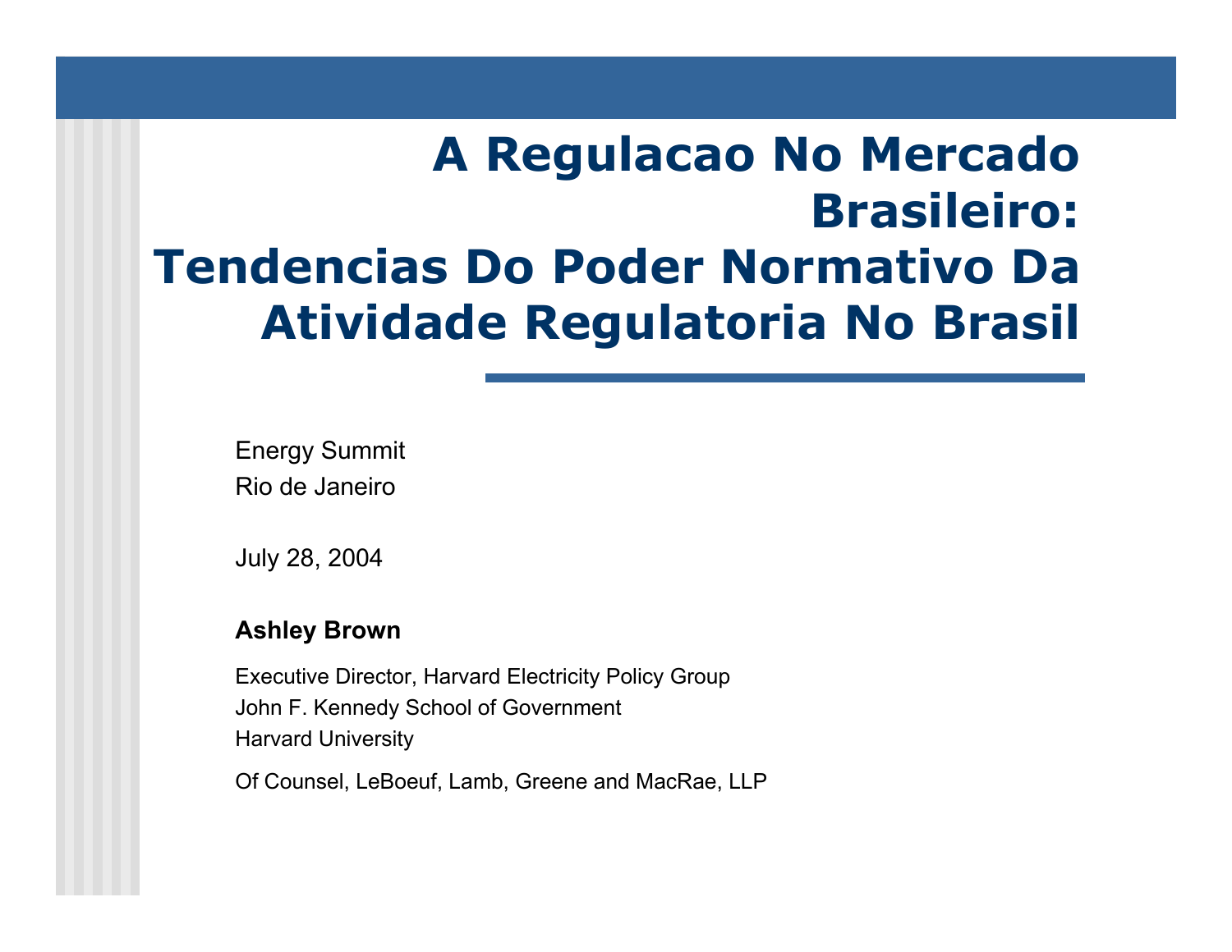# A Regulacao No Mercado Brasileiro: Tendencias Do Poder Normativo Da Atividade Regulatoria No Brasil

Energy Summit
Rio de Janeiro

July 28, 2004

**Ashley Brown**

Executive Director, Harvard Electricity Policy Group
John F. Kennedy School of Government
Harvard University

Of Counsel, LeBoeuf, Lamb, Greene and MacRae, LLP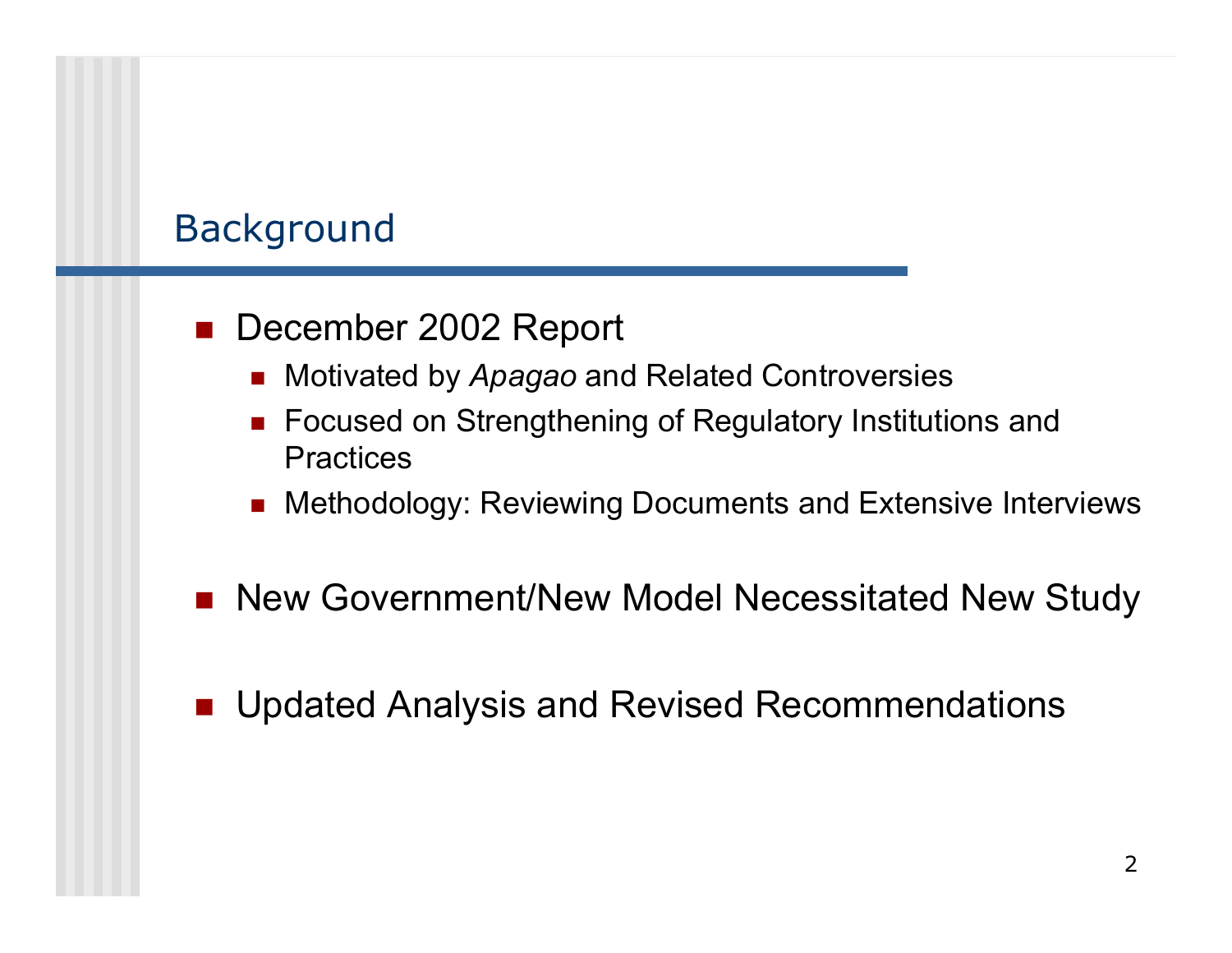## Background

- December 2002 Report
  - Motivated by *Apagao* and Related Controversies
  - Focused on Strengthening of Regulatory Institutions and Practices
  - Methodology: Reviewing Documents and Extensive Interviews
- New Government/New Model Necessitated New Study
- Updated Analysis and Revised Recommendations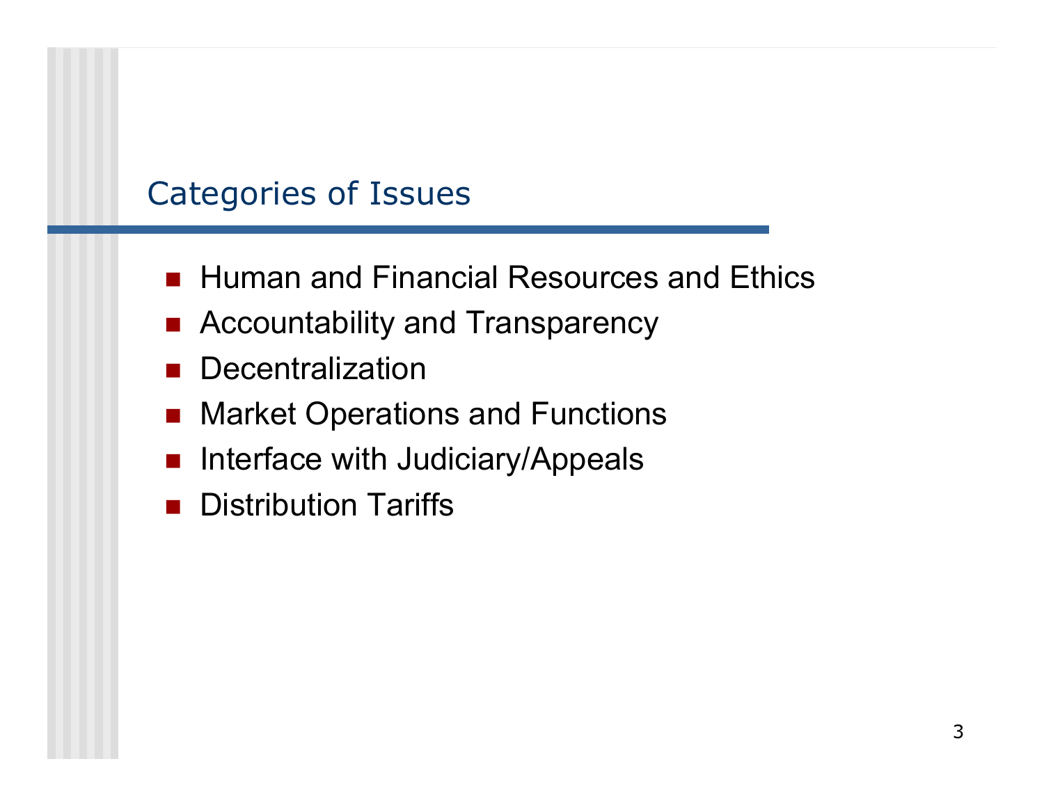# Categories of Issues

- Human and Financial Resources and Ethics
- Accountability and Transparency
- Decentralization
- Market Operations and Functions
- Interface with Judiciary/Appeals
- Distribution Tariffs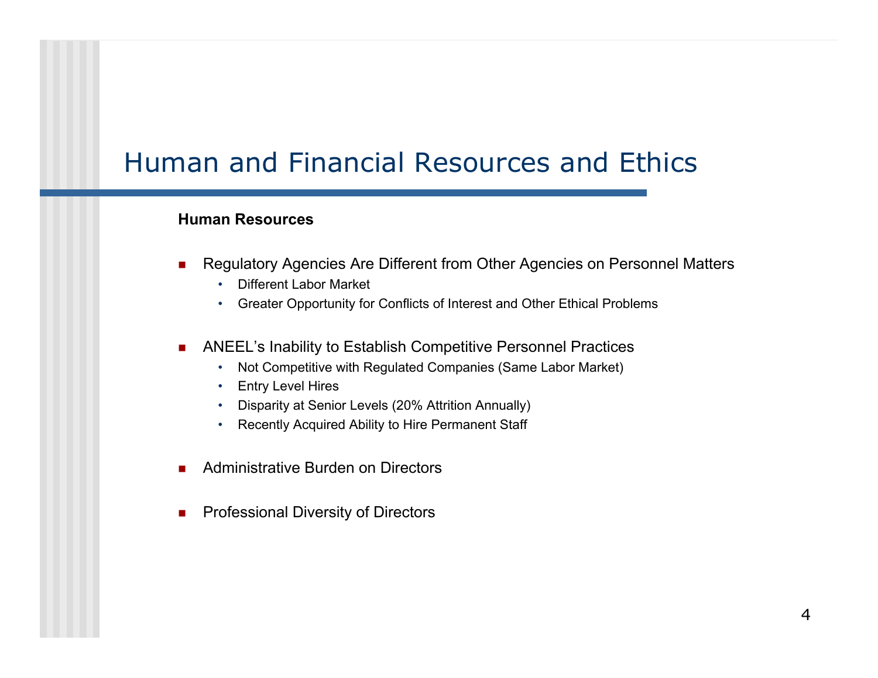# Human and Financial Resources and Ethics

**Human Resources**

- Regulatory Agencies Are Different from Other Agencies on Personnel Matters
  - Different Labor Market
  - Greater Opportunity for Conflicts of Interest and Other Ethical Problems

- ANEEL's Inability to Establish Competitive Personnel Practices
  - Not Competitive with Regulated Companies (Same Labor Market)
  - Entry Level Hires
  - Disparity at Senior Levels (20% Attrition Annually)
  - Recently Acquired Ability to Hire Permanent Staff

- Administrative Burden on Directors

- Professional Diversity of Directors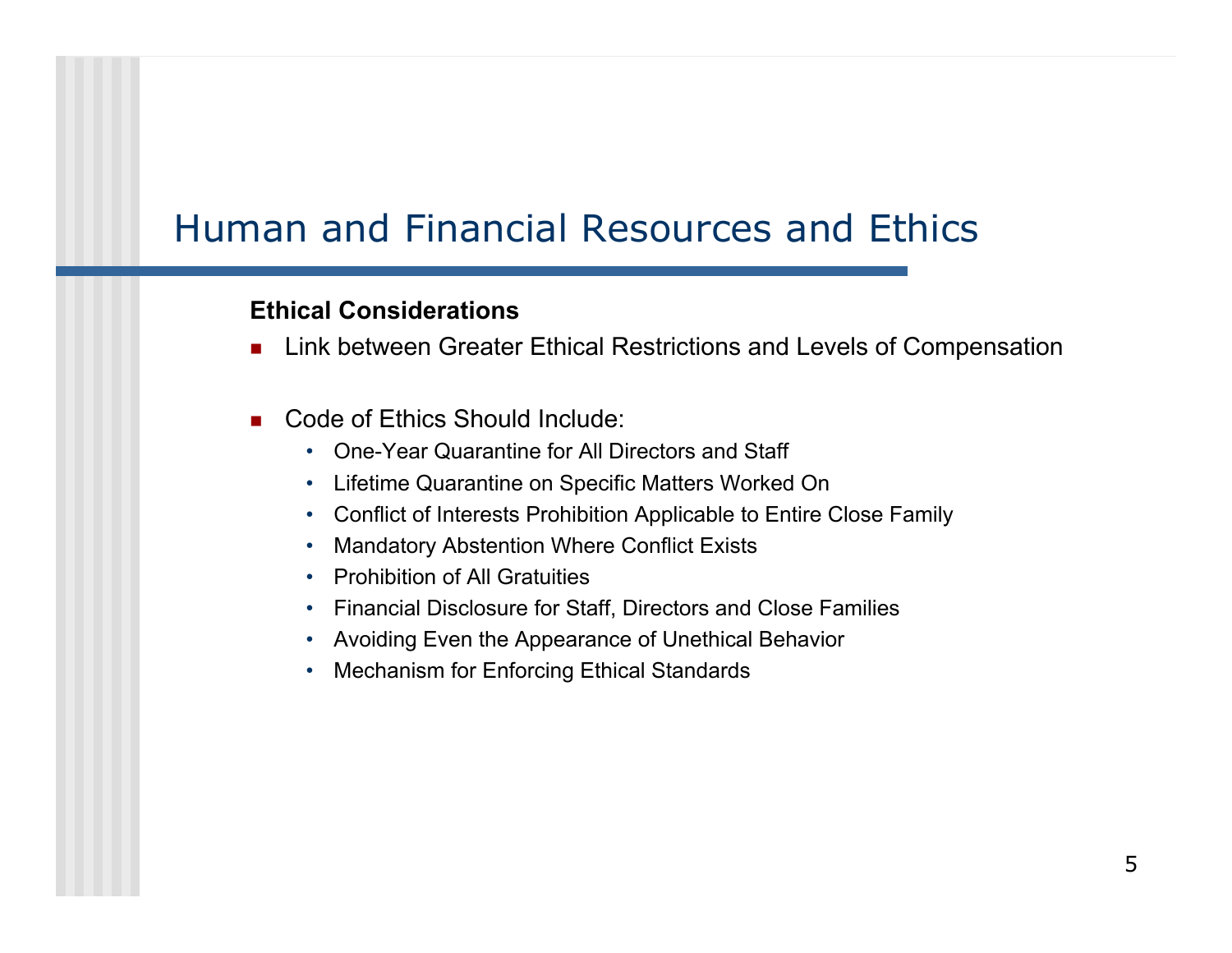# Human and Financial Resources and Ethics

**Ethical Considerations**

- Link between Greater Ethical Restrictions and Levels of Compensation

- Code of Ethics Should Include:
  - One-Year Quarantine for All Directors and Staff
  - Lifetime Quarantine on Specific Matters Worked On
  - Conflict of Interests Prohibition Applicable to Entire Close Family
  - Mandatory Abstention Where Conflict Exists
  - Prohibition of All Gratuities
  - Financial Disclosure for Staff, Directors and Close Families
  - Avoiding Even the Appearance of Unethical Behavior
  - Mechanism for Enforcing Ethical Standards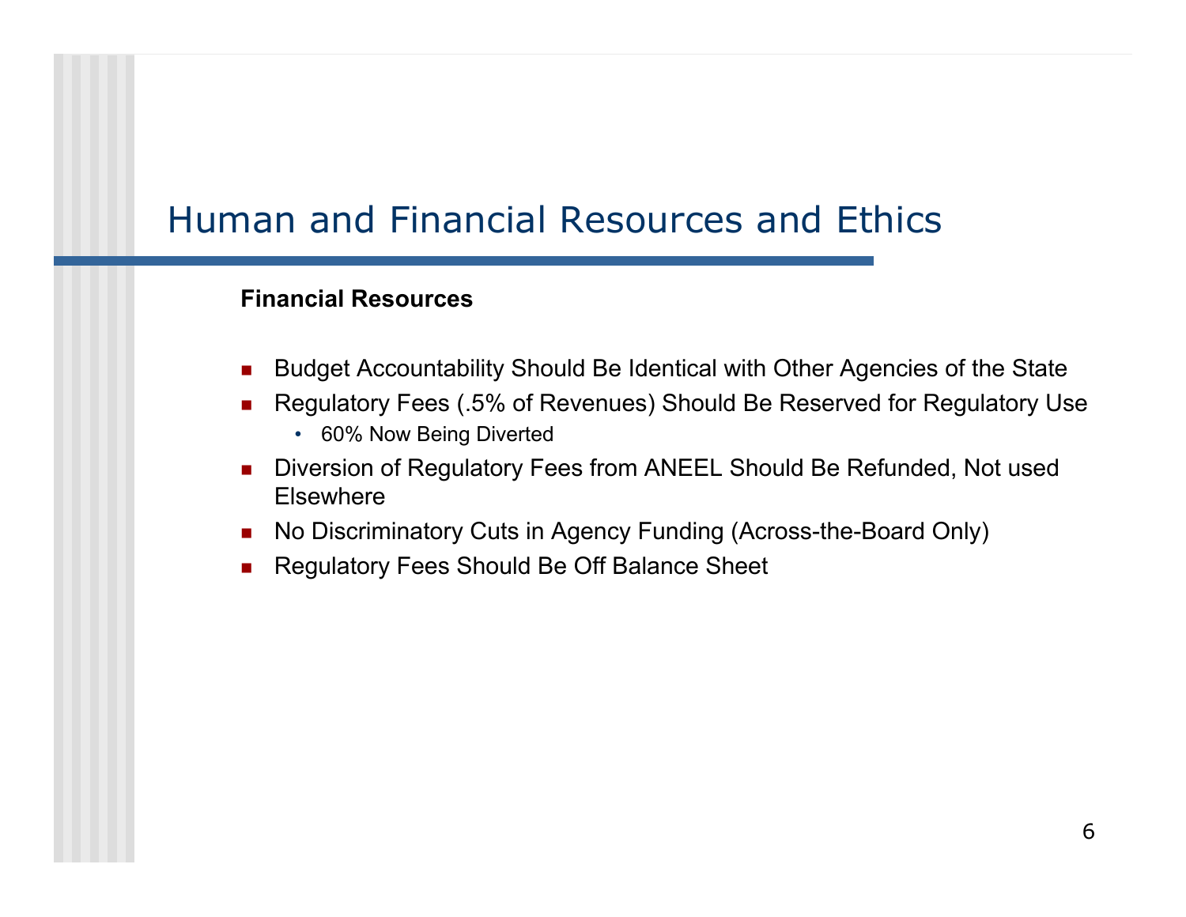# Human and Financial Resources and Ethics

**Financial Resources**

- Budget Accountability Should Be Identical with Other Agencies of the State
- Regulatory Fees (.5% of Revenues) Should Be Reserved for Regulatory Use
  - 60% Now Being Diverted
- Diversion of Regulatory Fees from ANEEL Should Be Refunded, Not used Elsewhere
- No Discriminatory Cuts in Agency Funding (Across-the-Board Only)
- Regulatory Fees Should Be Off Balance Sheet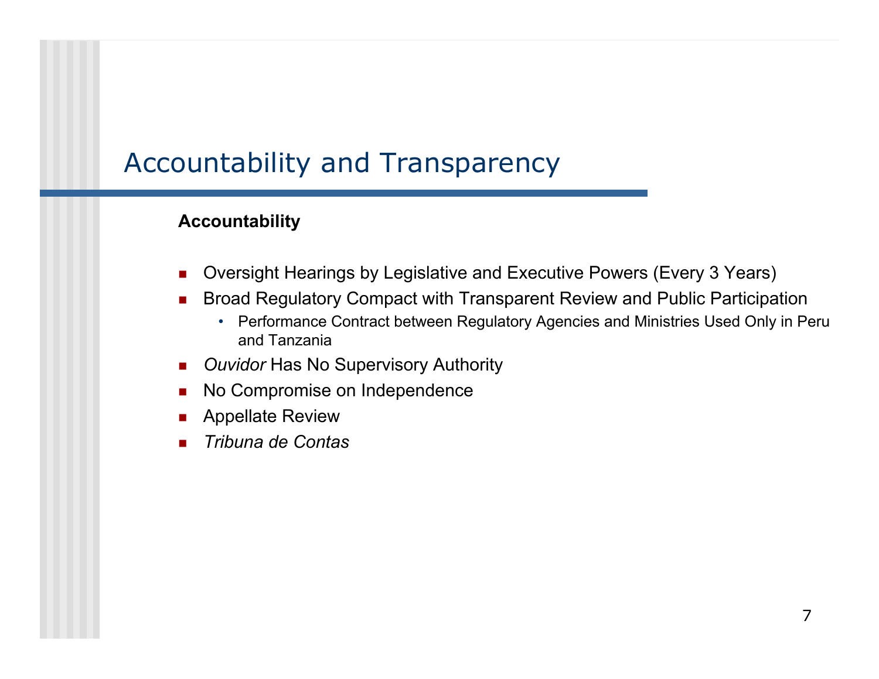# Accountability and Transparency

**Accountability**

- Oversight Hearings by Legislative and Executive Powers (Every 3 Years)
- Broad Regulatory Compact with Transparent Review and Public Participation
  - Performance Contract between Regulatory Agencies and Ministries Used Only in Peru and Tanzania
- *Ouvidor* Has No Supervisory Authority
- No Compromise on Independence
- Appellate Review
- *Tribuna de Contas*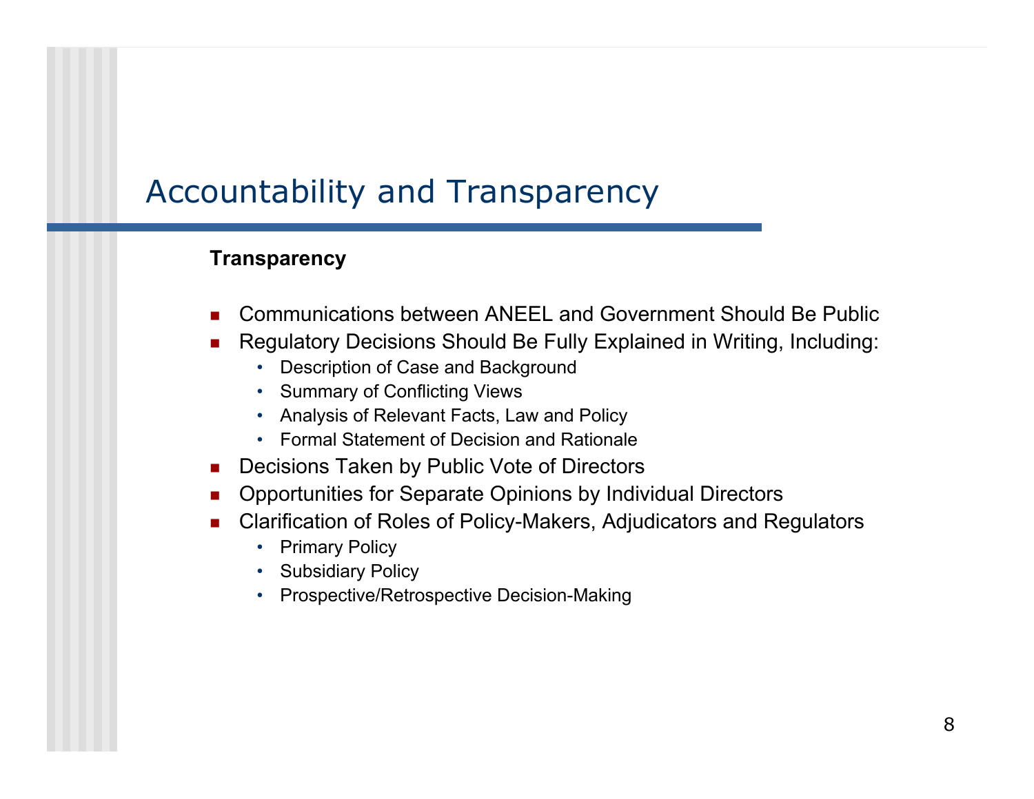# Accountability and Transparency

**Transparency**

- Communications between ANEEL and Government Should Be Public
- Regulatory Decisions Should Be Fully Explained in Writing, Including:
  - Description of Case and Background
  - Summary of Conflicting Views
  - Analysis of Relevant Facts, Law and Policy
  - Formal Statement of Decision and Rationale
- Decisions Taken by Public Vote of Directors
- Opportunities for Separate Opinions by Individual Directors
- Clarification of Roles of Policy-Makers, Adjudicators and Regulators
  - Primary Policy
  - Subsidiary Policy
  - Prospective/Retrospective Decision-Making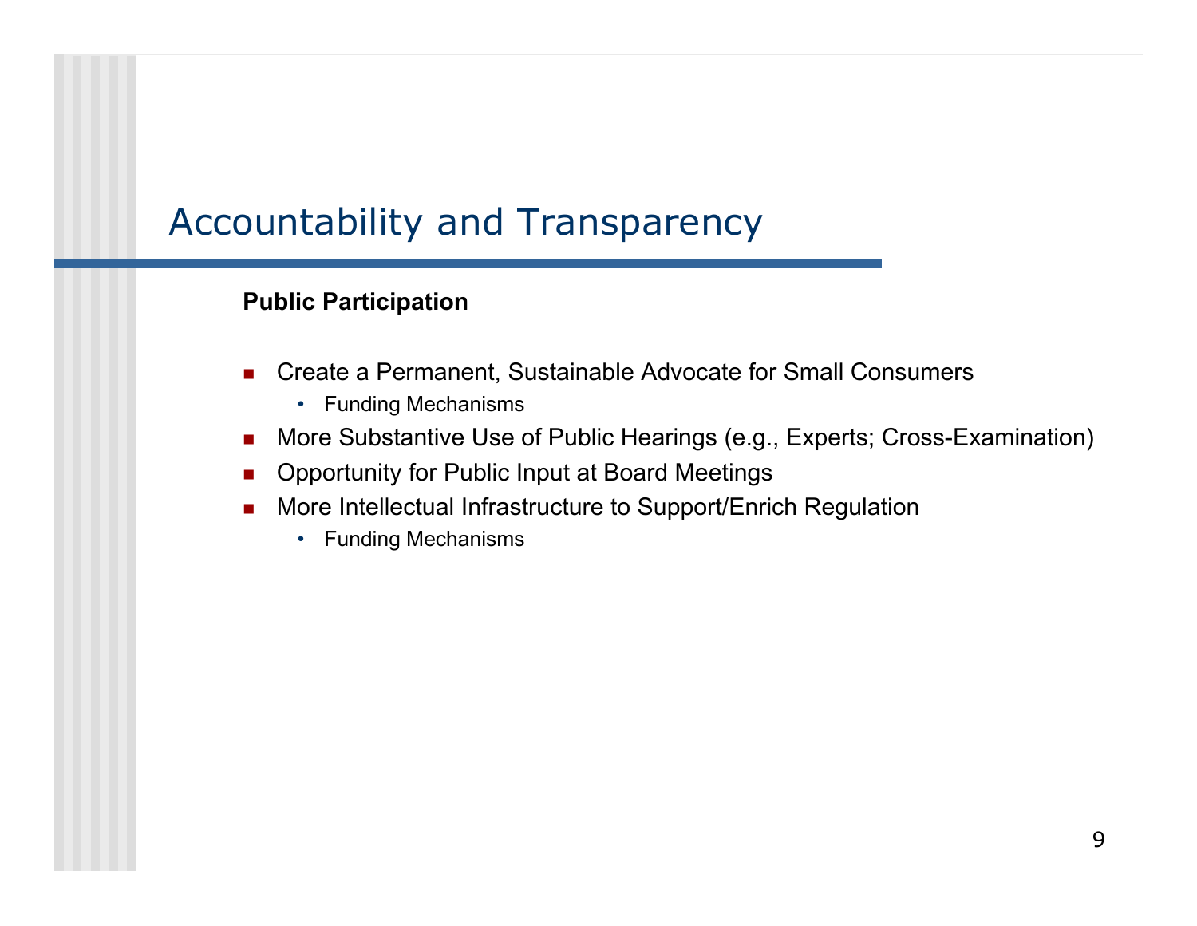# Accountability and Transparency

**Public Participation**

- Create a Permanent, Sustainable Advocate for Small Consumers
  - Funding Mechanisms
- More Substantive Use of Public Hearings (e.g., Experts; Cross-Examination)
- Opportunity for Public Input at Board Meetings
- More Intellectual Infrastructure to Support/Enrich Regulation
  - Funding Mechanisms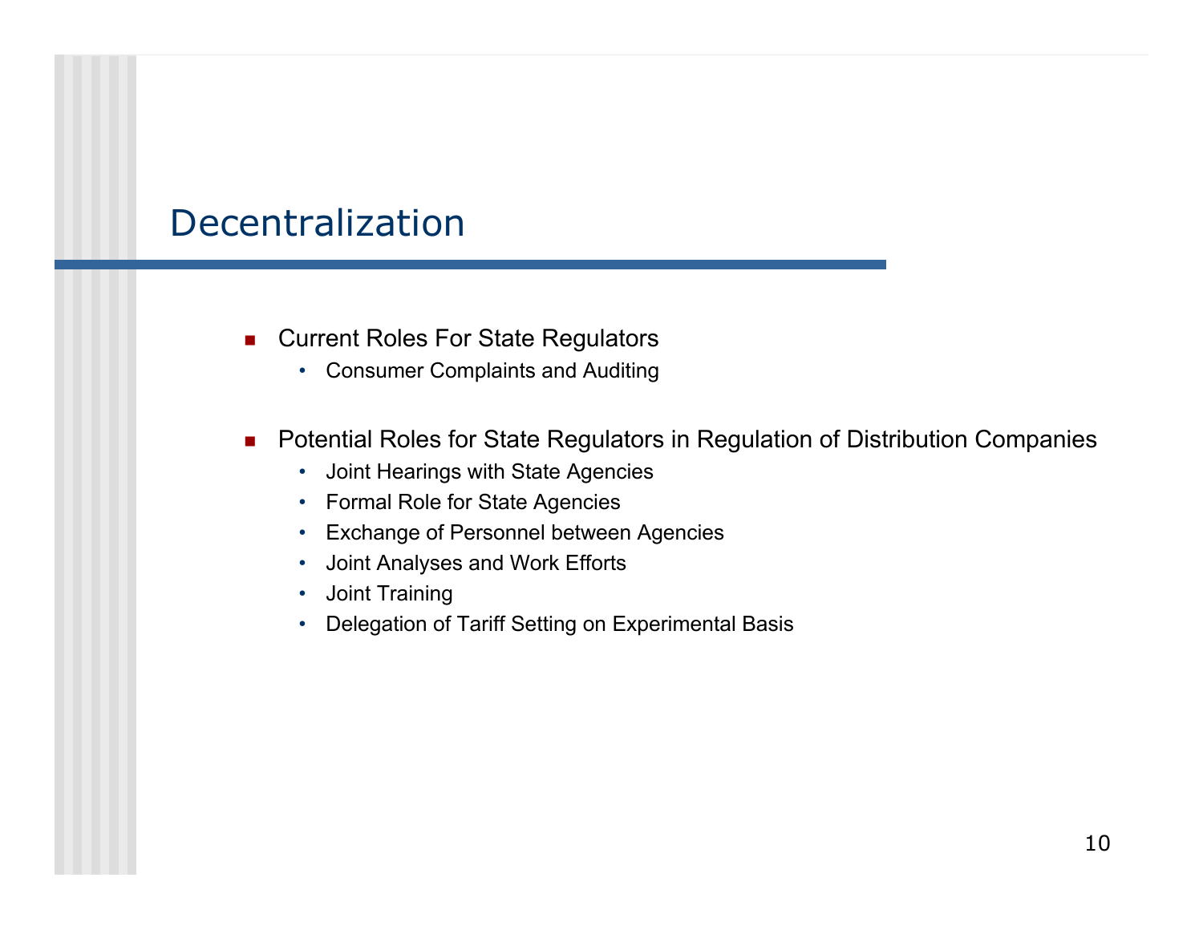# Decentralization

- Current Roles For State Regulators
  - Consumer Complaints and Auditing

- Potential Roles for State Regulators in Regulation of Distribution Companies
  - Joint Hearings with State Agencies
  - Formal Role for State Agencies
  - Exchange of Personnel between Agencies
  - Joint Analyses and Work Efforts
  - Joint Training
  - Delegation of Tariff Setting on Experimental Basis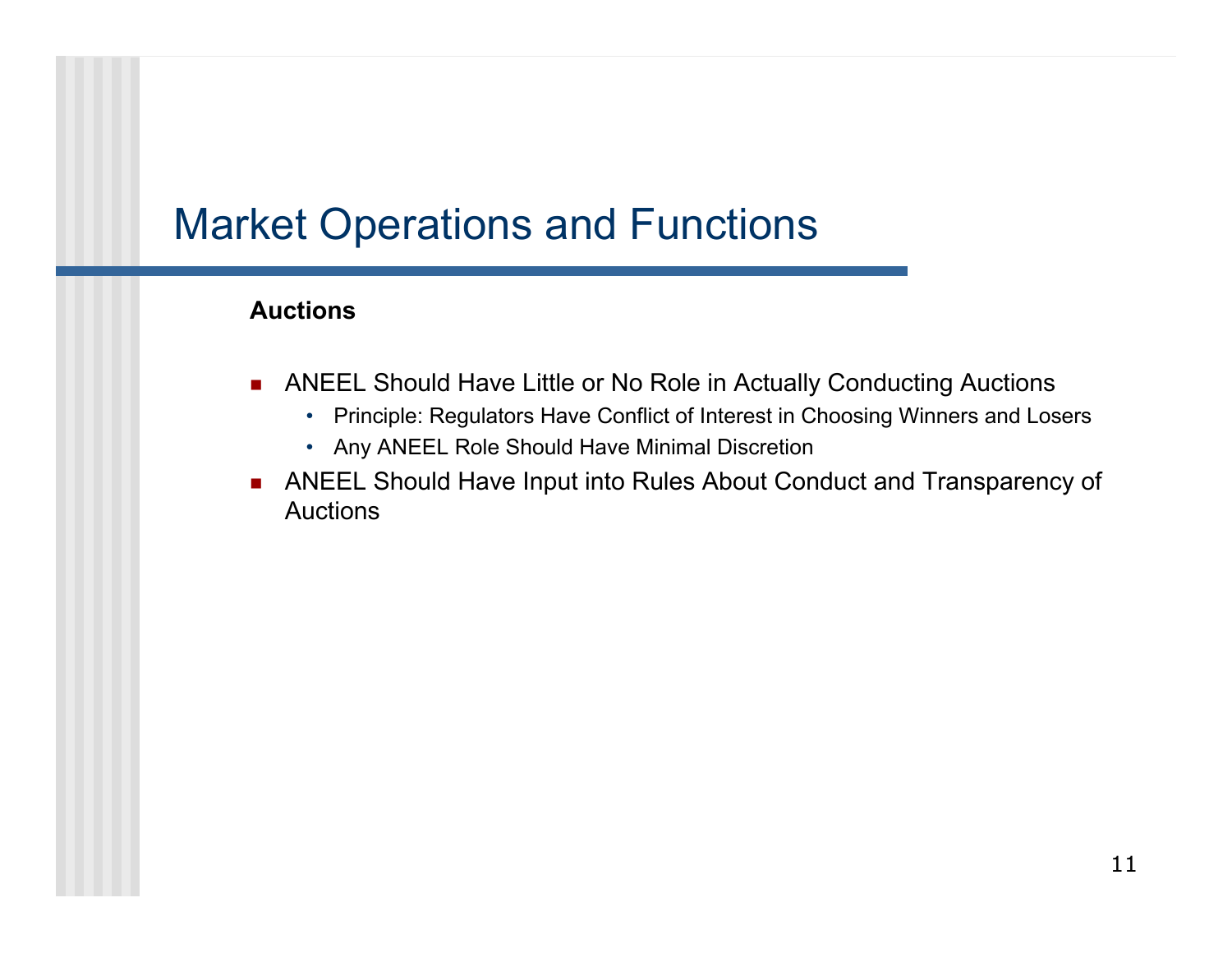# Market Operations and Functions

**Auctions**

- ANEEL Should Have Little or No Role in Actually Conducting Auctions
  - Principle: Regulators Have Conflict of Interest in Choosing Winners and Losers
  - Any ANEEL Role Should Have Minimal Discretion
- ANEEL Should Have Input into Rules About Conduct and Transparency of Auctions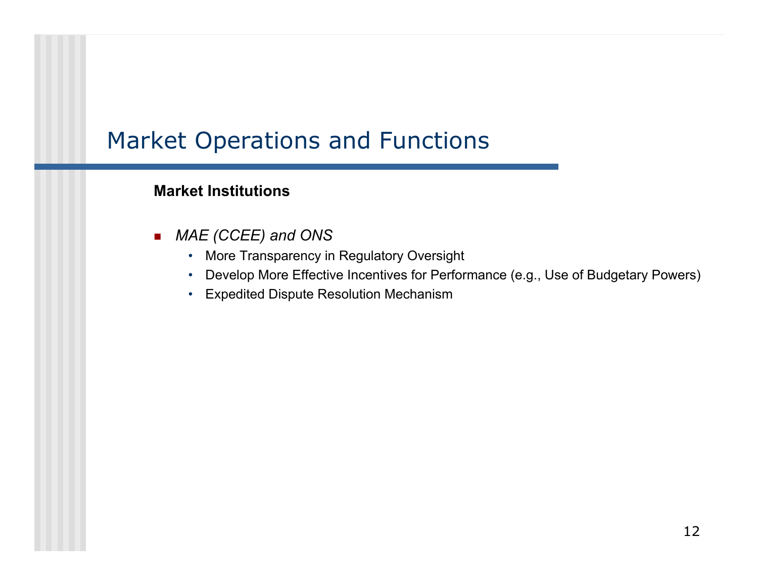# Market Operations and Functions

**Market Institutions**

- *MAE (CCEE) and ONS*
  - More Transparency in Regulatory Oversight
  - Develop More Effective Incentives for Performance (e.g., Use of Budgetary Powers)
  - Expedited Dispute Resolution Mechanism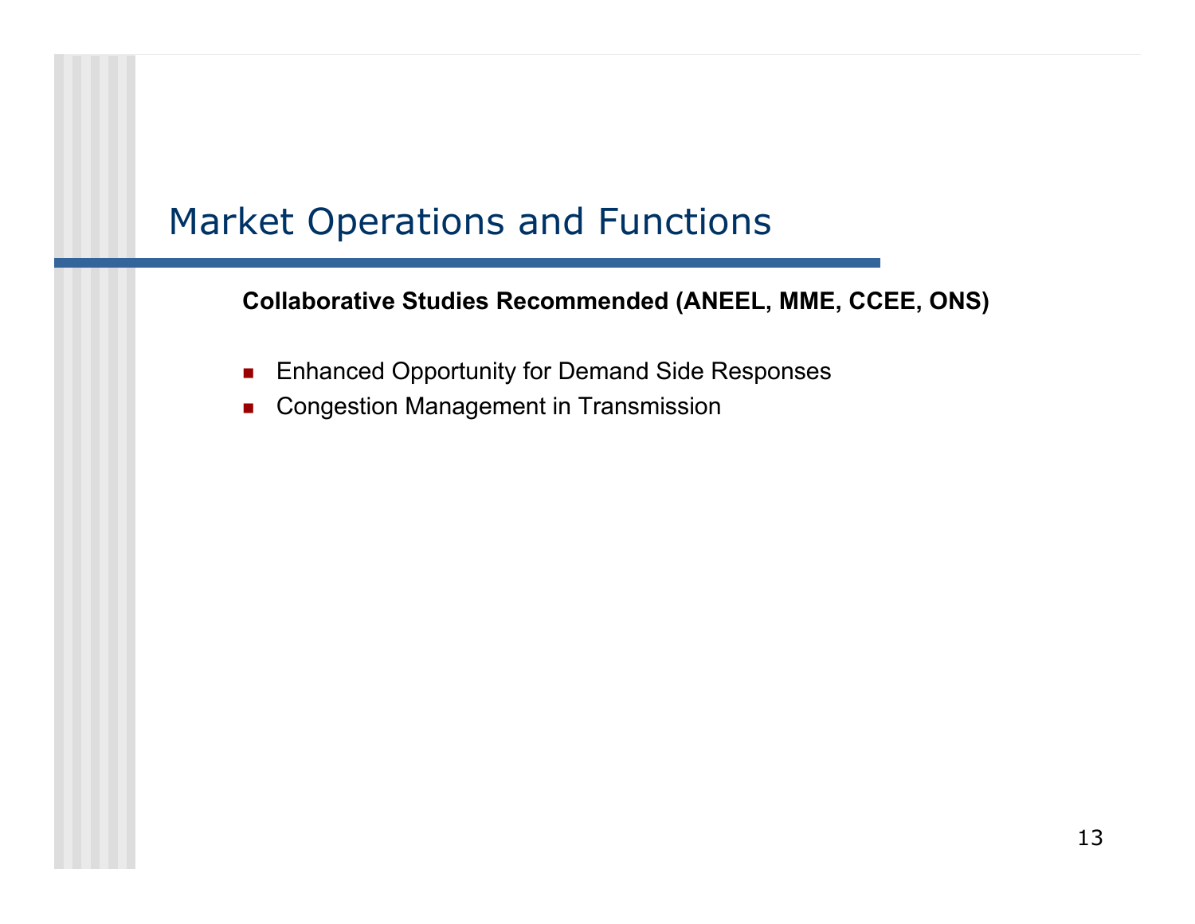# Market Operations and Functions

**Collaborative Studies Recommended (ANEEL, MME, CCEE, ONS)**

- Enhanced Opportunity for Demand Side Responses
- Congestion Management in Transmission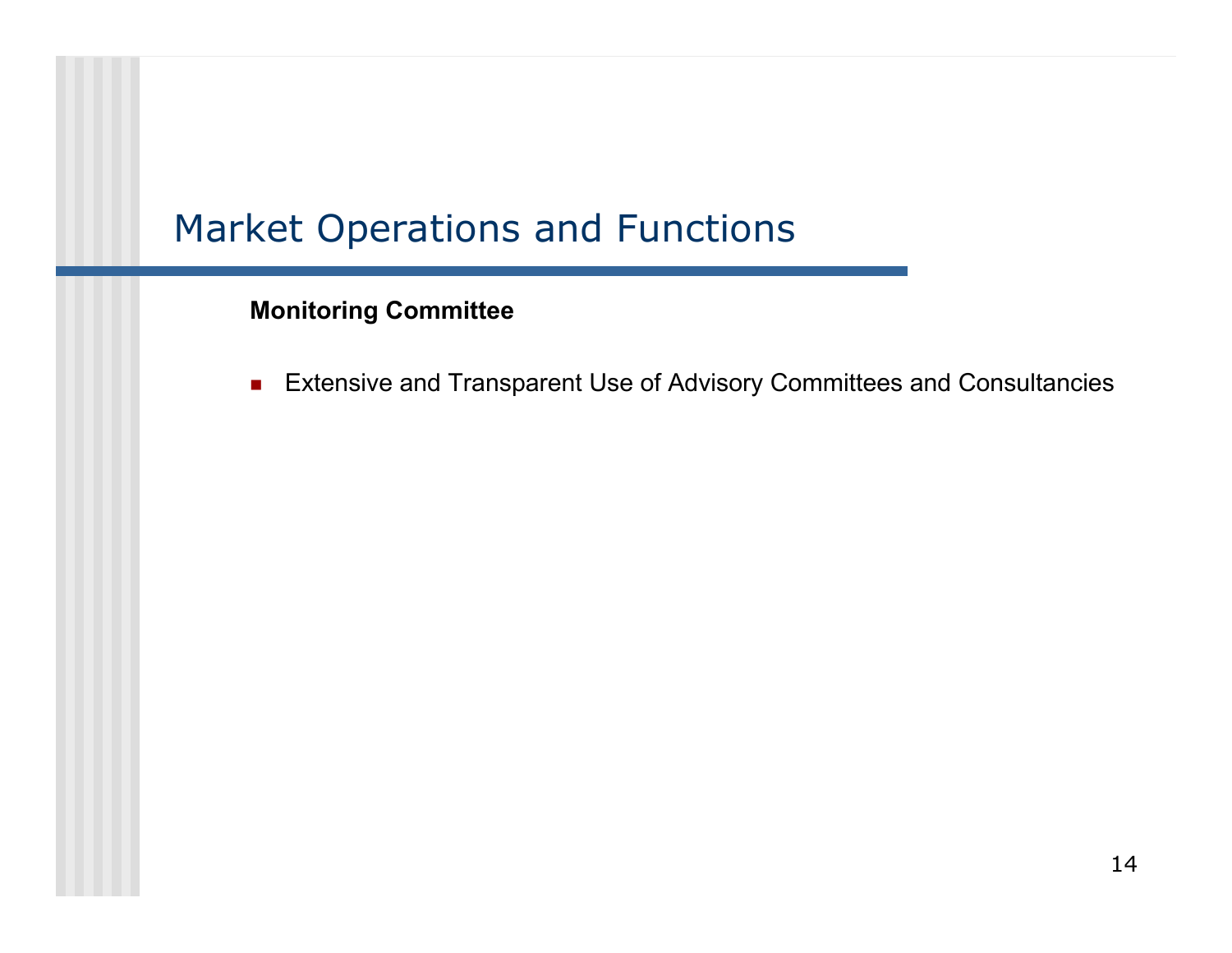# Market Operations and Functions

**Monitoring Committee**

- Extensive and Transparent Use of Advisory Committees and Consultancies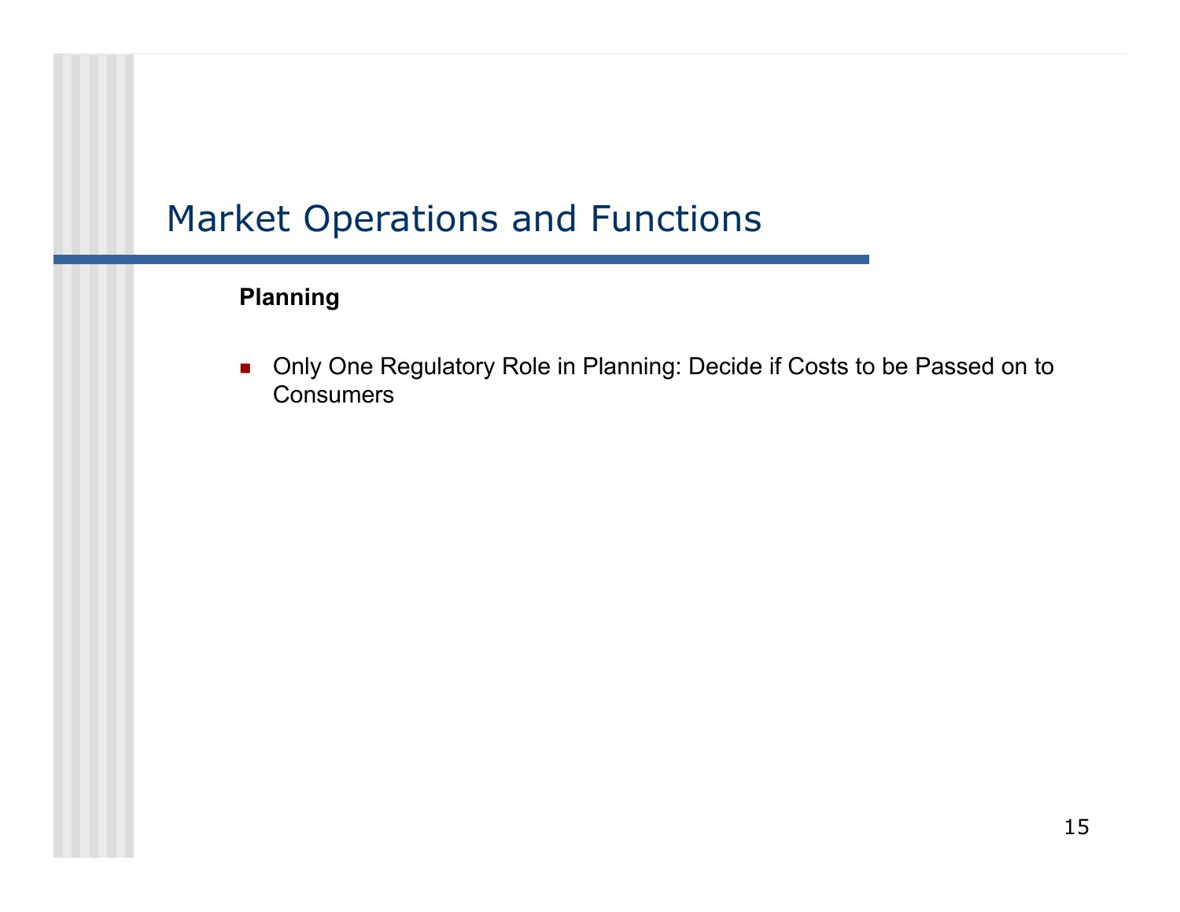# Market Operations and Functions

**Planning**

- Only One Regulatory Role in Planning: Decide if Costs to be Passed on to Consumers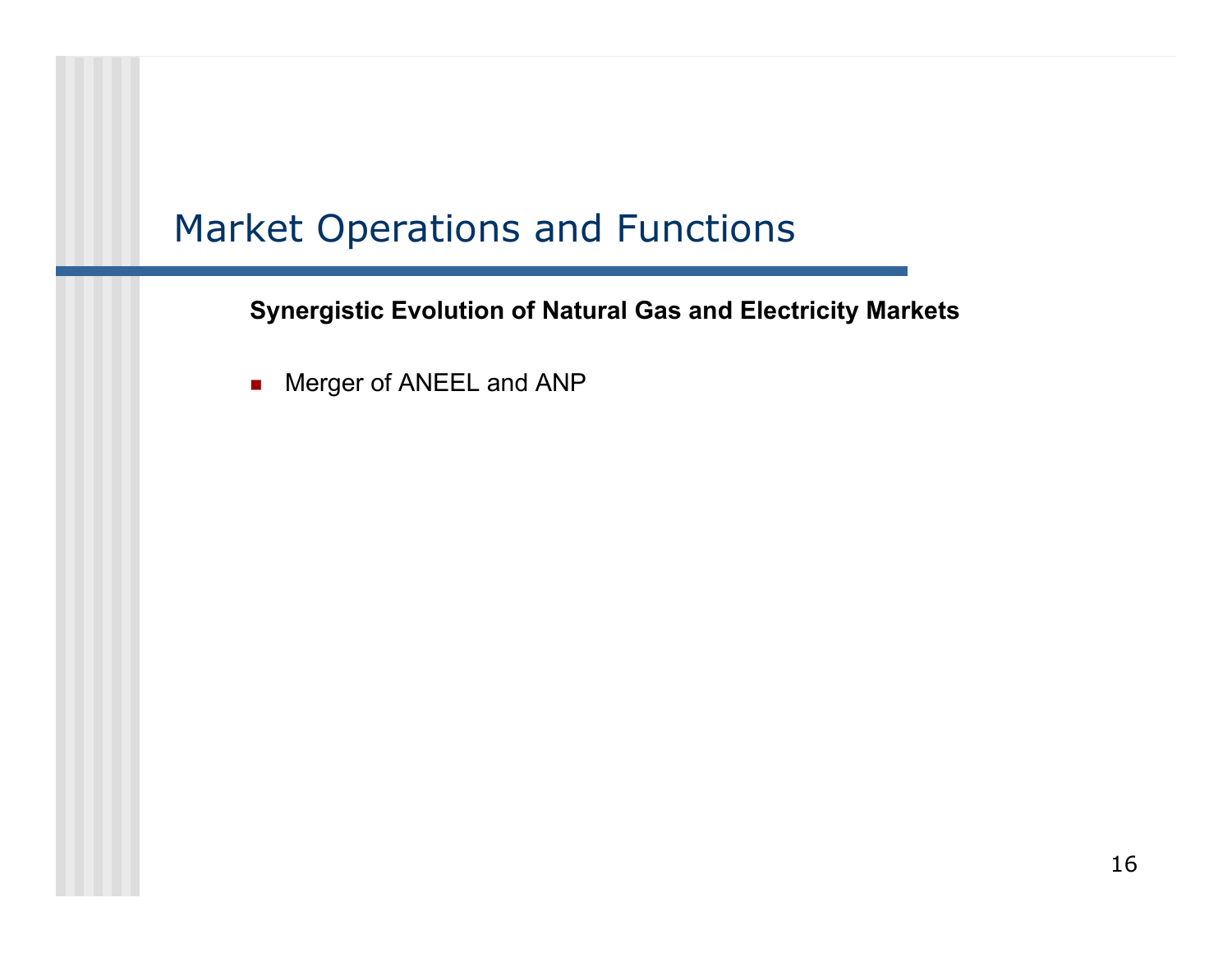# Market Operations and Functions

**Synergistic Evolution of Natural Gas and Electricity Markets**

- Merger of ANEEL and ANP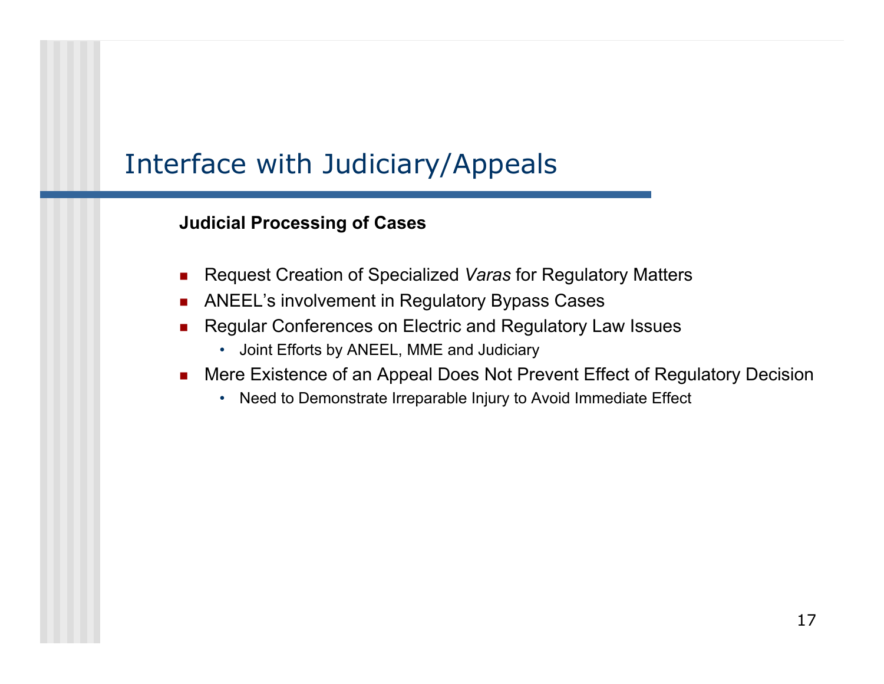# Interface with Judiciary/Appeals

**Judicial Processing of Cases**

- Request Creation of Specialized *Varas* for Regulatory Matters
- ANEEL's involvement in Regulatory Bypass Cases
- Regular Conferences on Electric and Regulatory Law Issues
  - Joint Efforts by ANEEL, MME and Judiciary
- Mere Existence of an Appeal Does Not Prevent Effect of Regulatory Decision
  - Need to Demonstrate Irreparable Injury to Avoid Immediate Effect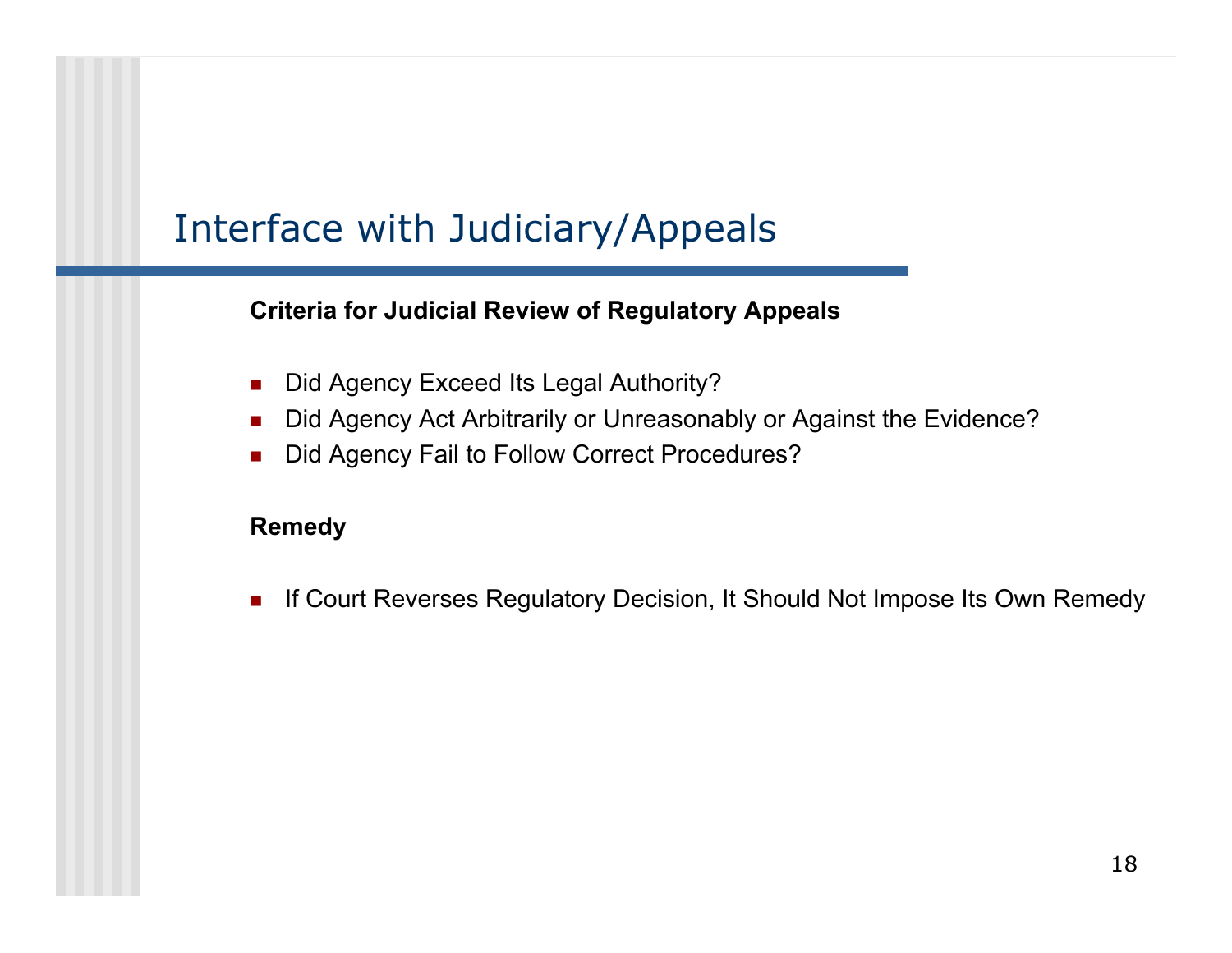# Interface with Judiciary/Appeals

**Criteria for Judicial Review of Regulatory Appeals**

- Did Agency Exceed Its Legal Authority?
- Did Agency Act Arbitrarily or Unreasonably or Against the Evidence?
- Did Agency Fail to Follow Correct Procedures?

**Remedy**

- If Court Reverses Regulatory Decision, It Should Not Impose Its Own Remedy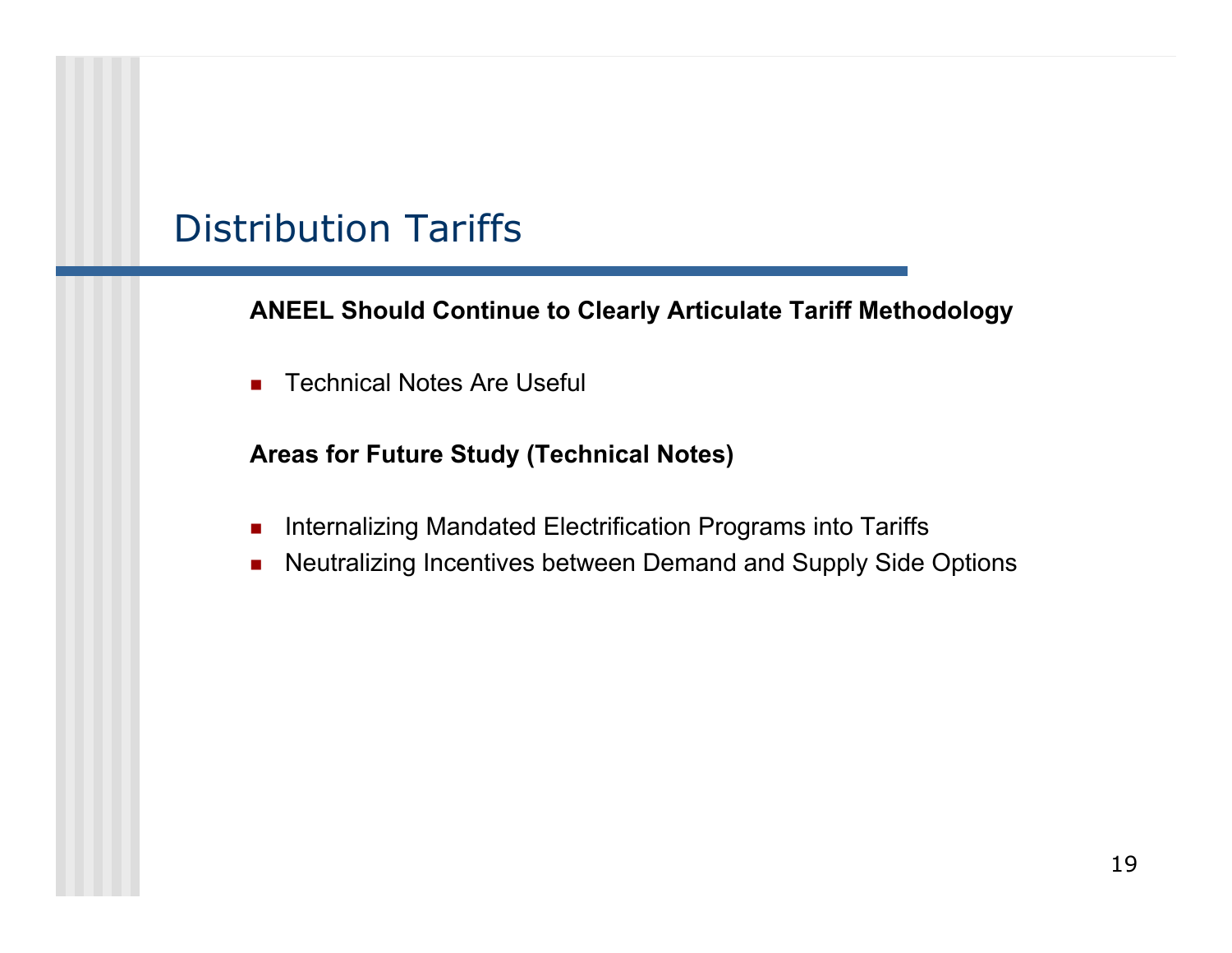# Distribution Tariffs

**ANEEL Should Continue to Clearly Articulate Tariff Methodology**

- Technical Notes Are Useful

**Areas for Future Study (Technical Notes)**

- Internalizing Mandated Electrification Programs into Tariffs
- Neutralizing Incentives between Demand and Supply Side Options